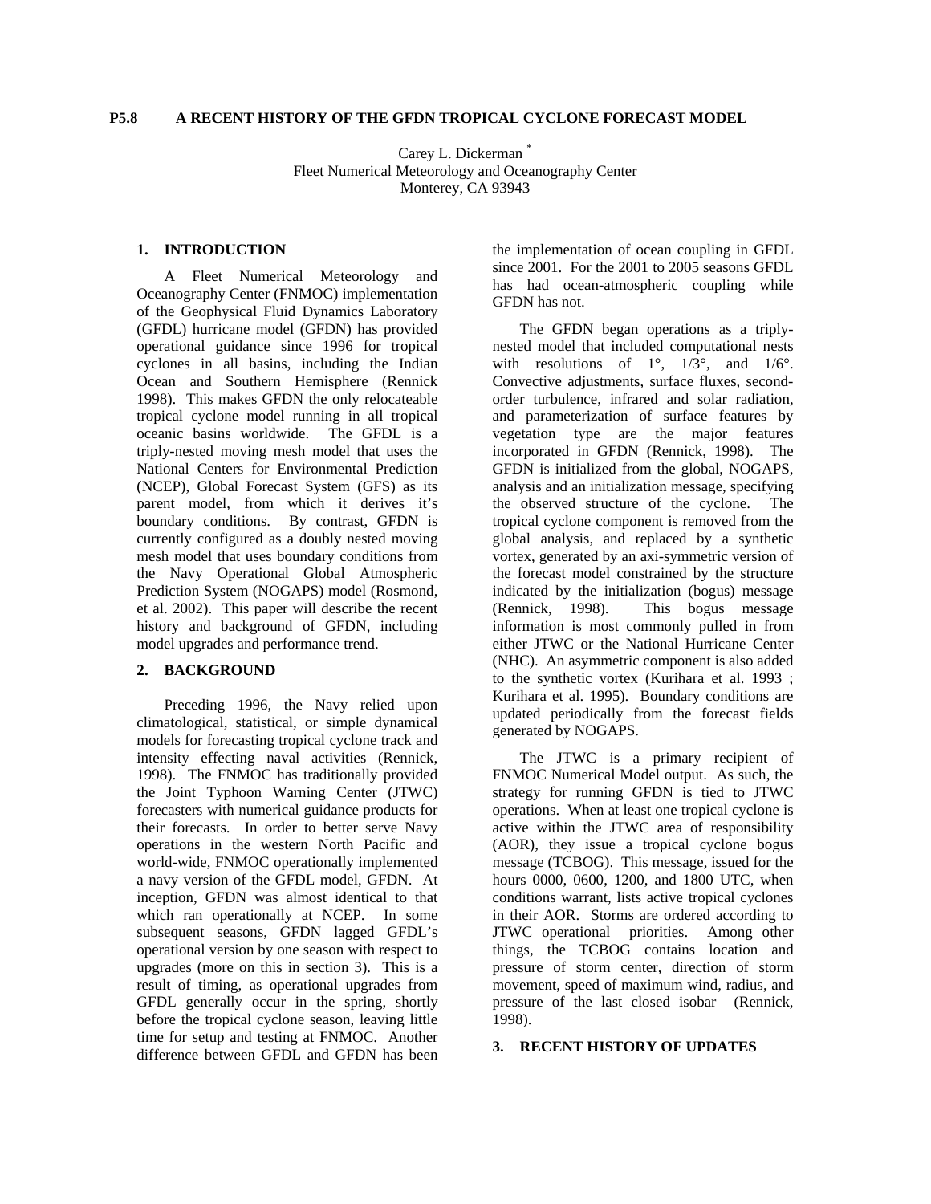# P5.8 A RECENT HISTORY OF THE GFDN TROPICAL CYCLONE FORECAST MODEL

Carey L. Dickerman [*]
Fleet Numerical Meteorology and Oceanography Center
Monterey, CA 93943

## 1. INTRODUCTION

A Fleet Numerical Meteorology and Oceanography Center (FNMOC) implementation of the Geophysical Fluid Dynamics Laboratory (GFDL) hurricane model (GFDN) has provided operational guidance since 1996 for tropical cyclones in all basins, including the Indian Ocean and Southern Hemisphere (Rennick 1998). This makes GFDN the only relocateable tropical cyclone model running in all tropical oceanic basins worldwide. The GFDL is a triply-nested moving mesh model that uses the National Centers for Environmental Prediction (NCEP), Global Forecast System (GFS) as its parent model, from which it derives it's boundary conditions. By contrast, GFDN is currently configured as a doubly nested moving mesh model that uses boundary conditions from the Navy Operational Global Atmospheric Prediction System (NOGAPS) model (Rosmond, et al. 2002). This paper will describe the recent history and background of GFDN, including model upgrades and performance trend.

## 2. BACKGROUND

Preceding 1996, the Navy relied upon climatological, statistical, or simple dynamical models for forecasting tropical cyclone track and intensity effecting naval activities (Rennick, 1998). The FNMOC has traditionally provided the Joint Typhoon Warning Center (JTWC) forecasters with numerical guidance products for their forecasts. In order to better serve Navy operations in the western North Pacific and world-wide, FNMOC operationally implemented a navy version of the GFDL model, GFDN. At inception, GFDN was almost identical to that which ran operationally at NCEP. In some subsequent seasons, GFDN lagged GFDL's operational version by one season with respect to upgrades (more on this in section 3). This is a result of timing, as operational upgrades from GFDL generally occur in the spring, shortly before the tropical cyclone season, leaving little time for setup and testing at FNMOC. Another difference between GFDL and GFDN has been the implementation of ocean coupling in GFDL since 2001. For the 2001 to 2005 seasons GFDL has had ocean-atmospheric coupling while GFDN has not.

The GFDN began operations as a triply-nested model that included computational nests with resolutions of 1°, 1/3°, and 1/6°. Convective adjustments, surface fluxes, second-order turbulence, infrared and solar radiation, and parameterization of surface features by vegetation type are the major features incorporated in GFDN (Rennick, 1998). The GFDN is initialized from the global, NOGAPS, analysis and an initialization message, specifying the observed structure of the cyclone. The tropical cyclone component is removed from the global analysis, and replaced by a synthetic vortex, generated by an axi-symmetric version of the forecast model constrained by the structure indicated by the initialization (bogus) message (Rennick, 1998). This bogus message information is most commonly pulled in from either JTWC or the National Hurricane Center (NHC). An asymmetric component is also added to the synthetic vortex (Kurihara et al. 1993 ; Kurihara et al. 1995). Boundary conditions are updated periodically from the forecast fields generated by NOGAPS.

The JTWC is a primary recipient of FNMOC Numerical Model output. As such, the strategy for running GFDN is tied to JTWC operations. When at least one tropical cyclone is active within the JTWC area of responsibility (AOR), they issue a tropical cyclone bogus message (TCBOG). This message, issued for the hours 0000, 0600, 1200, and 1800 UTC, when conditions warrant, lists active tropical cyclones in their AOR. Storms are ordered according to JTWC operational priorities. Among other things, the TCBOG contains location and pressure of storm center, direction of storm movement, speed of maximum wind, radius, and pressure of the last closed isobar (Rennick, 1998).

## 3. RECENT HISTORY OF UPDATES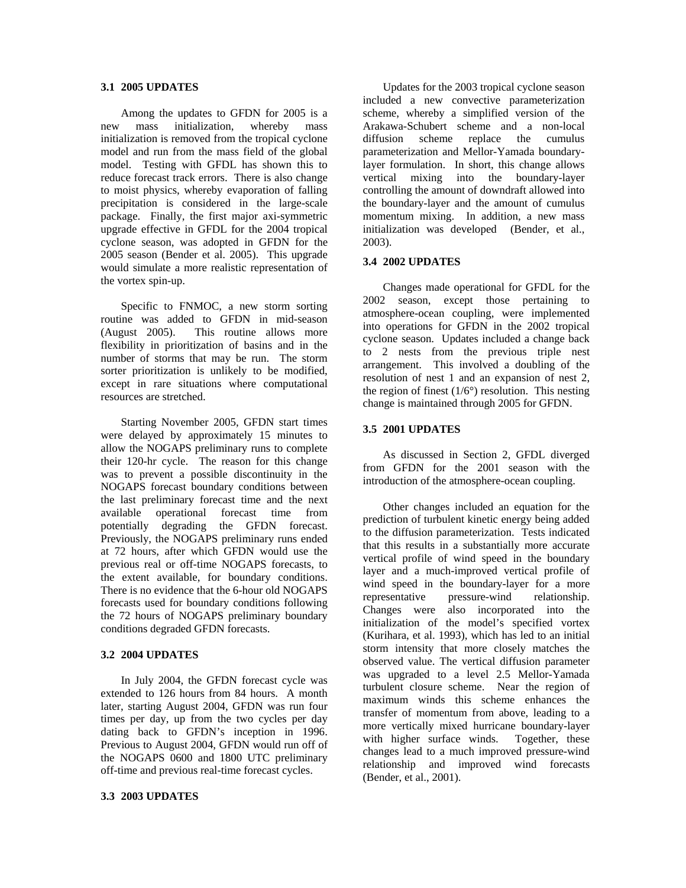### 3.1 2005 UPDATES

Among the updates to GFDN for 2005 is a new mass initialization, whereby mass initialization is removed from the tropical cyclone model and run from the mass field of the global model. Testing with GFDL has shown this to reduce forecast track errors. There is also change to moist physics, whereby evaporation of falling precipitation is considered in the large-scale package. Finally, the first major axi-symmetric upgrade effective in GFDL for the 2004 tropical cyclone season, was adopted in GFDN for the 2005 season (Bender et al. 2005). This upgrade would simulate a more realistic representation of the vortex spin-up.

Specific to FNMOC, a new storm sorting routine was added to GFDN in mid-season (August 2005). This routine allows more flexibility in prioritization of basins and in the number of storms that may be run. The storm sorter prioritization is unlikely to be modified, except in rare situations where computational resources are stretched.

Starting November 2005, GFDN start times were delayed by approximately 15 minutes to allow the NOGAPS preliminary runs to complete their 120-hr cycle. The reason for this change was to prevent a possible discontinuity in the NOGAPS forecast boundary conditions between the last preliminary forecast time and the next available operational forecast time from potentially degrading the GFDN forecast. Previously, the NOGAPS preliminary runs ended at 72 hours, after which GFDN would use the previous real or off-time NOGAPS forecasts, to the extent available, for boundary conditions. There is no evidence that the 6-hour old NOGAPS forecasts used for boundary conditions following the 72 hours of NOGAPS preliminary boundary conditions degraded GFDN forecasts.

### 3.2 2004 UPDATES

In July 2004, the GFDN forecast cycle was extended to 126 hours from 84 hours. A month later, starting August 2004, GFDN was run four times per day, up from the two cycles per day dating back to GFDN's inception in 1996. Previous to August 2004, GFDN would run off of the NOGAPS 0600 and 1800 UTC preliminary off-time and previous real-time forecast cycles.

### 3.3 2003 UPDATES

Updates for the 2003 tropical cyclone season included a new convective parameterization scheme, whereby a simplified version of the Arakawa-Schubert scheme and a non-local diffusion scheme replace the cumulus parameterization and Mellor-Yamada boundary-layer formulation. In short, this change allows vertical mixing into the boundary-layer controlling the amount of downdraft allowed into the boundary-layer and the amount of cumulus momentum mixing. In addition, a new mass initialization was developed (Bender, et al., 2003).

### 3.4 2002 UPDATES

Changes made operational for GFDL for the 2002 season, except those pertaining to atmosphere-ocean coupling, were implemented into operations for GFDN in the 2002 tropical cyclone season. Updates included a change back to 2 nests from the previous triple nest arrangement. This involved a doubling of the resolution of nest 1 and an expansion of nest 2, the region of finest (1/6°) resolution. This nesting change is maintained through 2005 for GFDN.

### 3.5 2001 UPDATES

As discussed in Section 2, GFDL diverged from GFDN for the 2001 season with the introduction of the atmosphere-ocean coupling.

Other changes included an equation for the prediction of turbulent kinetic energy being added to the diffusion parameterization. Tests indicated that this results in a substantially more accurate vertical profile of wind speed in the boundary layer and a much-improved vertical profile of wind speed in the boundary-layer for a more representative pressure-wind relationship. Changes were also incorporated into the initialization of the model's specified vortex (Kurihara, et al. 1993), which has led to an initial storm intensity that more closely matches the observed value. The vertical diffusion parameter was upgraded to a level 2.5 Mellor-Yamada turbulent closure scheme. Near the region of maximum winds this scheme enhances the transfer of momentum from above, leading to a more vertically mixed hurricane boundary-layer with higher surface winds. Together, these changes lead to a much improved pressure-wind relationship and improved wind forecasts (Bender, et al., 2001).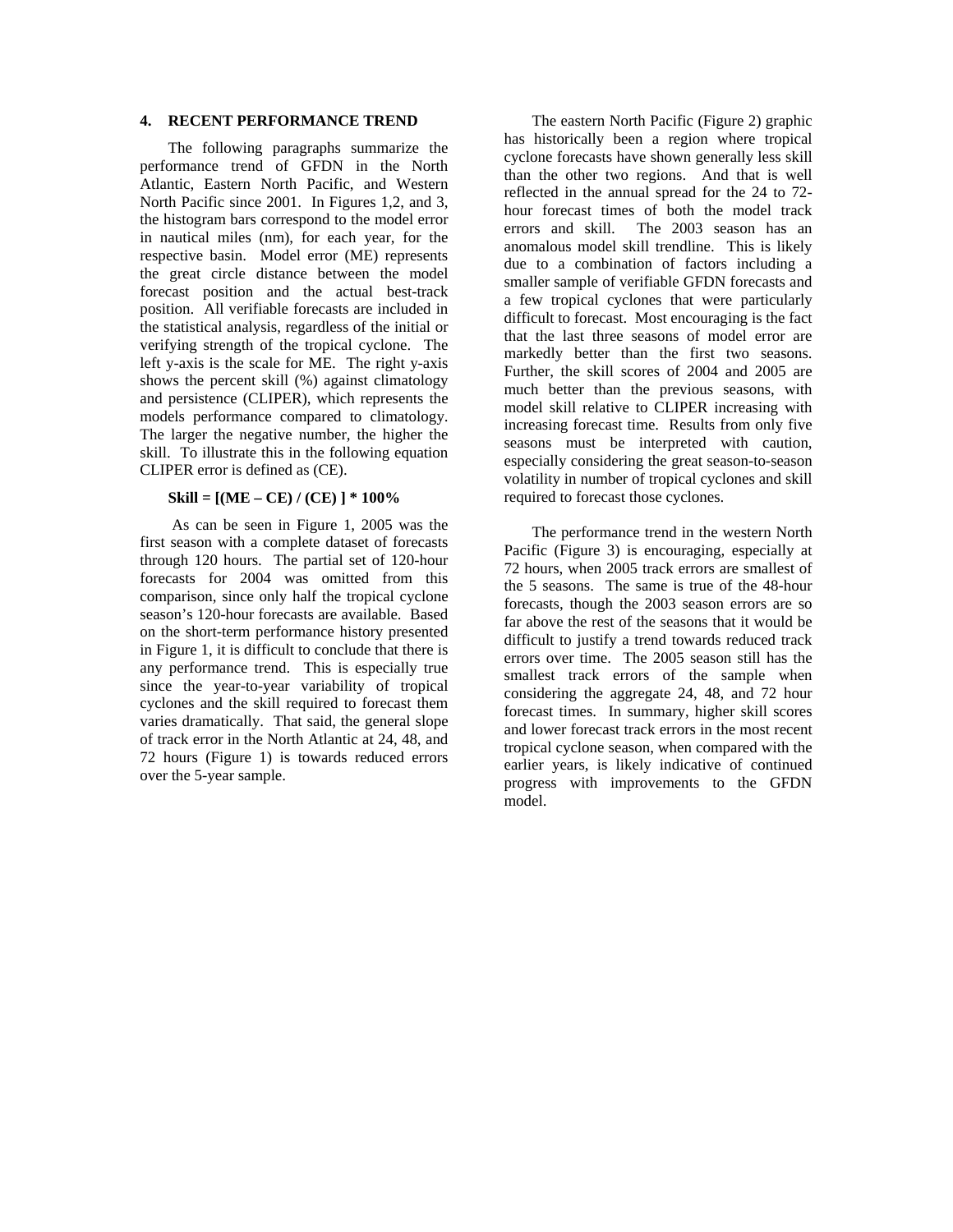## 4. RECENT PERFORMANCE TREND

The following paragraphs summarize the performance trend of GFDN in the North Atlantic, Eastern North Pacific, and Western North Pacific since 2001. In Figures 1,2, and 3, the histogram bars correspond to the model error in nautical miles (nm), for each year, for the respective basin. Model error (ME) represents the great circle distance between the model forecast position and the actual best-track position. All verifiable forecasts are included in the statistical analysis, regardless of the initial or verifying strength of the tropical cyclone. The left y-axis is the scale for ME. The right y-axis shows the percent skill (%) against climatology and persistence (CLIPER), which represents the models performance compared to climatology. The larger the negative number, the higher the skill. To illustrate this in the following equation CLIPER error is defined as (CE).

$$\textbf{Skill} = [(ME - CE) / (CE)] * 100\%$$

As can be seen in Figure 1, 2005 was the first season with a complete dataset of forecasts through 120 hours. The partial set of 120-hour forecasts for 2004 was omitted from this comparison, since only half the tropical cyclone season's 120-hour forecasts are available. Based on the short-term performance history presented in Figure 1, it is difficult to conclude that there is any performance trend. This is especially true since the year-to-year variability of tropical cyclones and the skill required to forecast them varies dramatically. That said, the general slope of track error in the North Atlantic at 24, 48, and 72 hours (Figure 1) is towards reduced errors over the 5-year sample.

The eastern North Pacific (Figure 2) graphic has historically been a region where tropical cyclone forecasts have shown generally less skill than the other two regions. And that is well reflected in the annual spread for the 24 to 72-hour forecast times of both the model track errors and skill. The 2003 season has an anomalous model skill trendline. This is likely due to a combination of factors including a smaller sample of verifiable GFDN forecasts and a few tropical cyclones that were particularly difficult to forecast. Most encouraging is the fact that the last three seasons of model error are markedly better than the first two seasons. Further, the skill scores of 2004 and 2005 are much better than the previous seasons, with model skill relative to CLIPER increasing with increasing forecast time. Results from only five seasons must be interpreted with caution, especially considering the great season-to-season volatility in number of tropical cyclones and skill required to forecast those cyclones.

The performance trend in the western North Pacific (Figure 3) is encouraging, especially at 72 hours, when 2005 track errors are smallest of the 5 seasons. The same is true of the 48-hour forecasts, though the 2003 season errors are so far above the rest of the seasons that it would be difficult to justify a trend towards reduced track errors over time. The 2005 season still has the smallest track errors of the sample when considering the aggregate 24, 48, and 72 hour forecast times. In summary, higher skill scores and lower forecast track errors in the most recent tropical cyclone season, when compared with the earlier years, is likely indicative of continued progress with improvements to the GFDN model.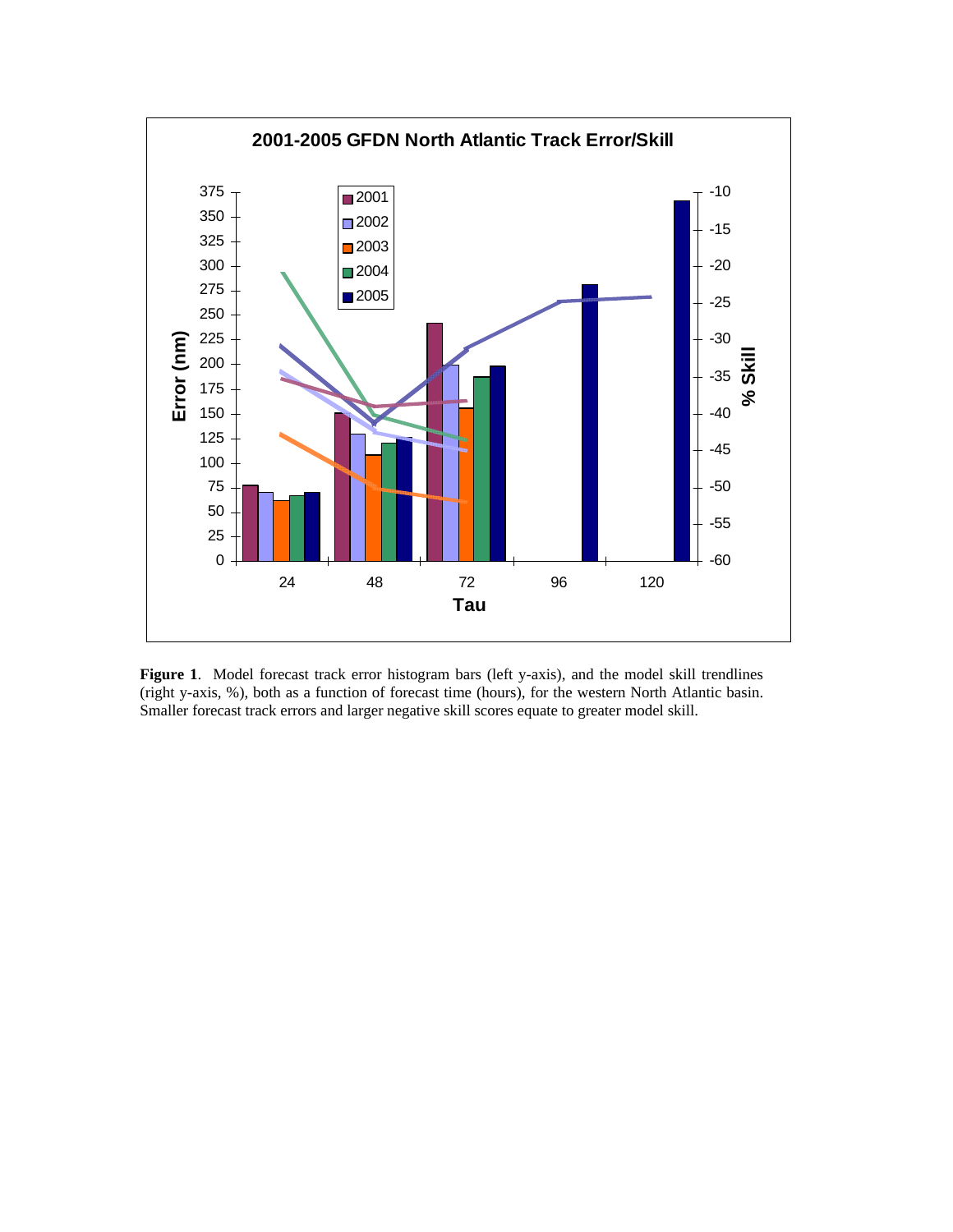**Figure 1**. Model forecast track error histogram bars (left y-axis), and the model skill trendlines (right y-axis, %), both as a function of forecast time (hours), for the western North Atlantic basin. Smaller forecast track errors and larger negative skill scores equate to greater model skill.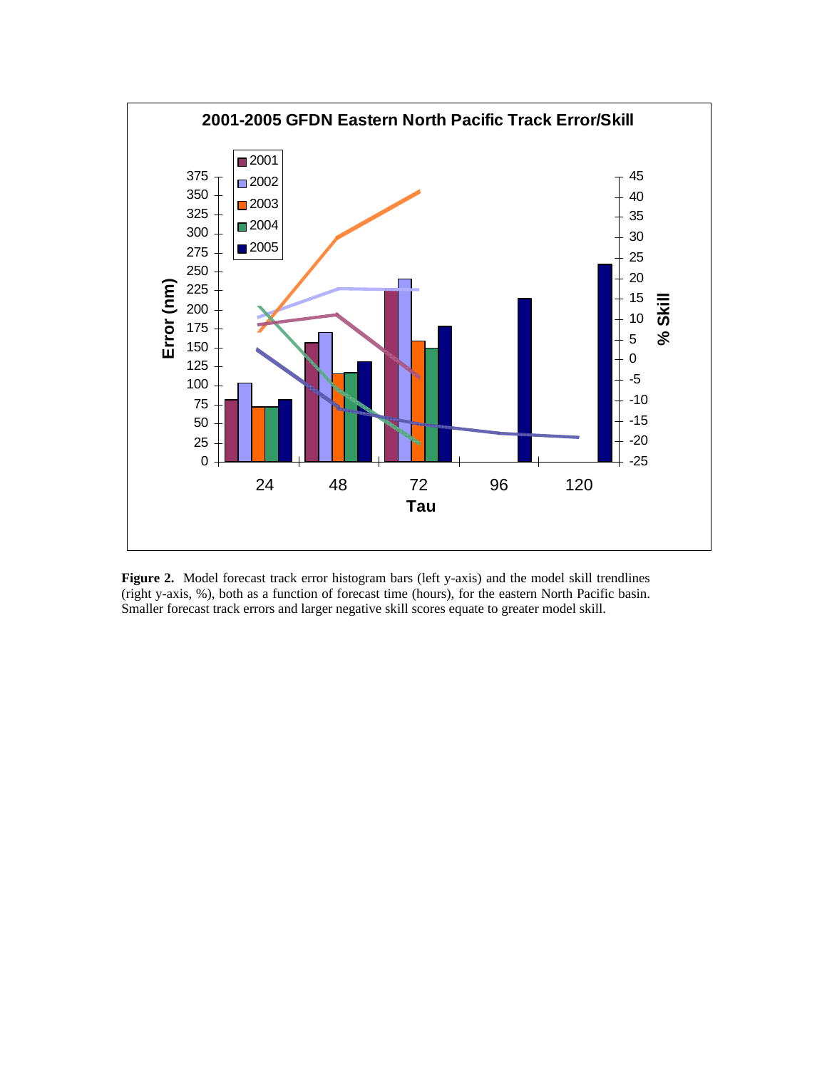**Figure 2.** Model forecast track error histogram bars (left y-axis) and the model skill trendlines (right y-axis, %), both as a function of forecast time (hours), for the eastern North Pacific basin. Smaller forecast track errors and larger negative skill scores equate to greater model skill.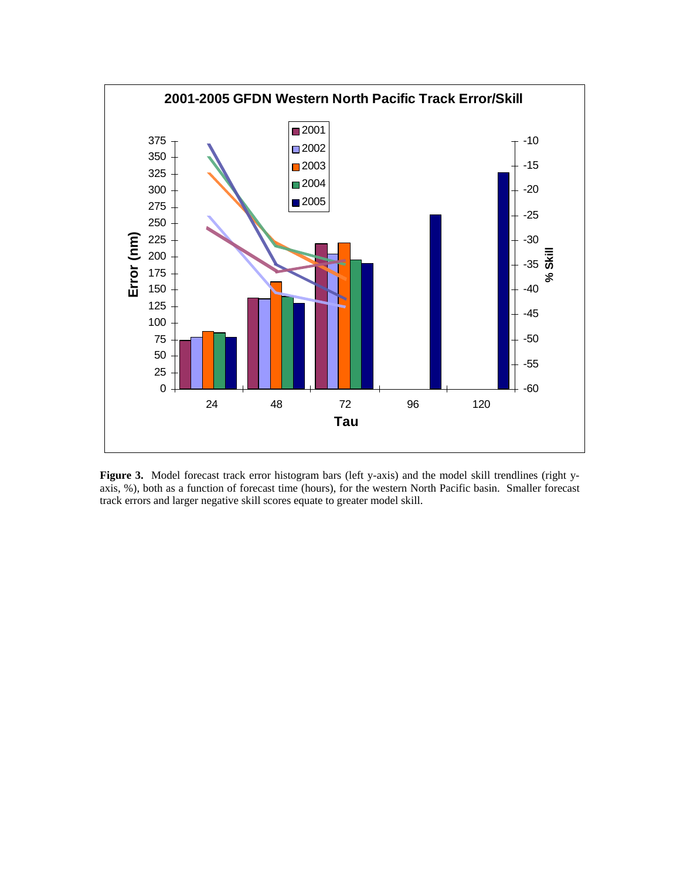**Figure 3.** Model forecast track error histogram bars (left y-axis) and the model skill trendlines (right y-axis, %), both as a function of forecast time (hours), for the western North Pacific basin. Smaller forecast track errors and larger negative skill scores equate to greater model skill.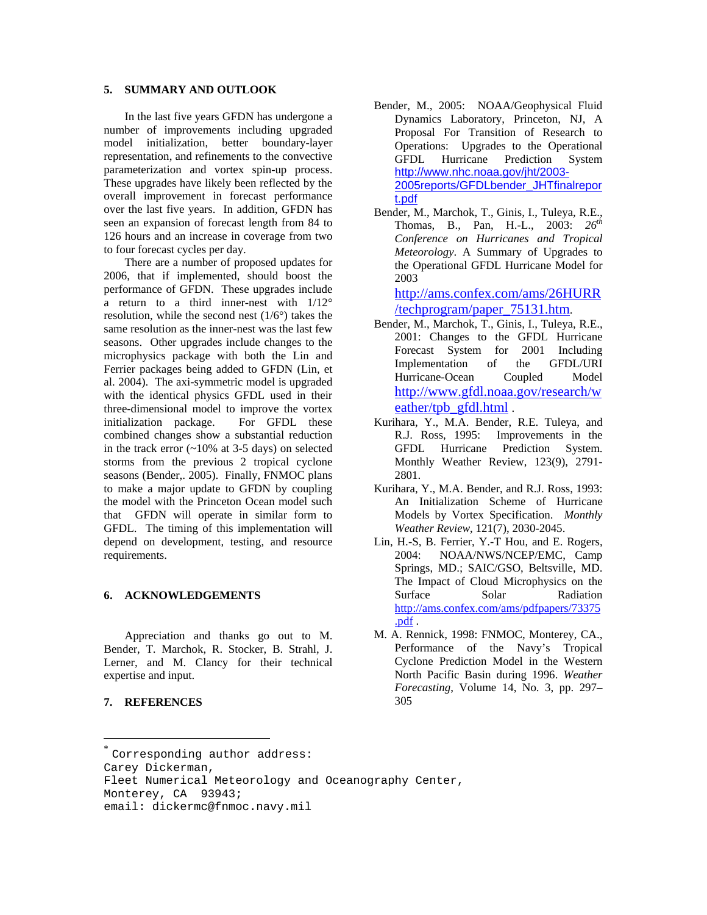## 5. SUMMARY AND OUTLOOK

In the last five years GFDN has undergone a number of improvements including upgraded model initialization, better boundary-layer representation, and refinements to the convective parameterization and vortex spin-up process. These upgrades have likely been reflected by the overall improvement in forecast performance over the last five years. In addition, GFDN has seen an expansion of forecast length from 84 to 126 hours and an increase in coverage from two to four forecast cycles per day.

There are a number of proposed updates for 2006, that if implemented, should boost the performance of GFDN. These upgrades include a return to a third inner-nest with 1/12° resolution, while the second nest (1/6°) takes the same resolution as the inner-nest was the last few seasons. Other upgrades include changes to the microphysics package with both the Lin and Ferrier packages being added to GFDN (Lin, et al. 2004). The axi-symmetric model is upgraded with the identical physics GFDL used in their three-dimensional model to improve the vortex initialization package. For GFDL these combined changes show a substantial reduction in the track error (~10% at 3-5 days) on selected storms from the previous 2 tropical cyclone seasons (Bender,. 2005). Finally, FNMOC plans to make a major update to GFDN by coupling the model with the Princeton Ocean model such that GFDN will operate in similar form to GFDL. The timing of this implementation will depend on development, testing, and resource requirements.

## 6. ACKNOWLEDGEMENTS

Appreciation and thanks go out to M. Bender, T. Marchok, R. Stocker, B. Strahl, J. Lerner, and M. Clancy for their technical expertise and input.

## 7. REFERENCES

Bender, M., 2005: NOAA/Geophysical Fluid Dynamics Laboratory, Princeton, NJ, A Proposal For Transition of Research to Operations: Upgrades to the Operational GFDL Hurricane Prediction System http://www.nhc.noaa.gov/jht/2003-2005reports/GFDLbender_JHTfinalreport.pdf

Bender, M., Marchok, T., Ginis, I., Tuleya, R.E., Thomas, B., Pan, H.-L., 2003: *26th Conference on Hurricanes and Tropical Meteorology*. A Summary of Upgrades to the Operational GFDL Hurricane Model for 2003 http://ams.confex.com/ams/26HURR/techprogram/paper_75131.htm.

Bender, M., Marchok, T., Ginis, I., Tuleya, R.E., 2001: Changes to the GFDL Hurricane Forecast System for 2001 Including Implementation of the GFDL/URI Hurricane-Ocean Coupled Model http://www.gfdl.noaa.gov/research/weather/tpb_gfdl.html .

Kurihara, Y., M.A. Bender, R.E. Tuleya, and R.J. Ross, 1995: Improvements in the GFDL Hurricane Prediction System. Monthly Weather Review, 123(9), 2791-2801.

Kurihara, Y., M.A. Bender, and R.J. Ross, 1993: An Initialization Scheme of Hurricane Models by Vortex Specification. *Monthly Weather Review*, 121(7), 2030-2045.

Lin, H.-S, B. Ferrier, Y.-T Hou, and E. Rogers, 2004: NOAA/NWS/NCEP/EMC, Camp Springs, MD.; SAIC/GSO, Beltsville, MD. The Impact of Cloud Microphysics on the Surface Solar Radiation http://ams.confex.com/ams/pdfpapers/73375.pdf .

M. A. Rennick, 1998: FNMOC, Monterey, CA., Performance of the Navy's Tropical Cyclone Prediction Model in the Western North Pacific Basin during 1996. *Weather Forecasting*, Volume 14, No. 3, pp. 297–305

* Corresponding author address:
Carey Dickerman,
Fleet Numerical Meteorology and Oceanography Center,
Monterey, CA 93943;
email: dickermc@fnmoc.navy.mil